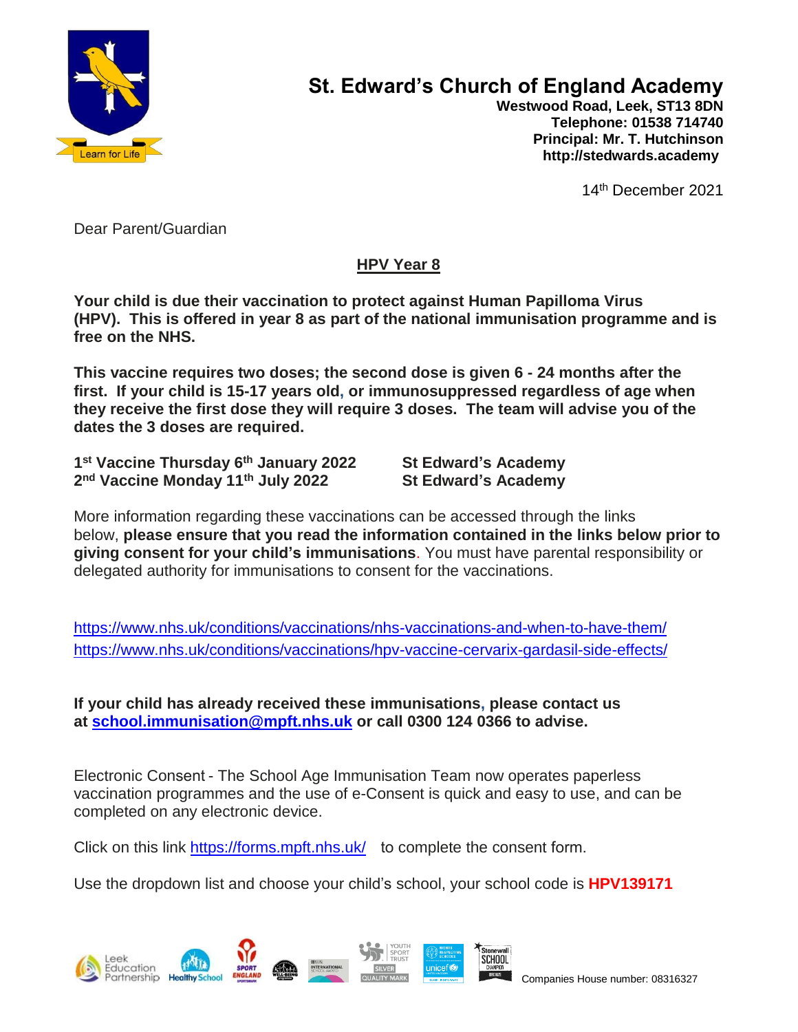# St. Edward's Church of England Academy

**Westwood Road, Leek, ST13 8DN**
**Telephone: 01538 714740**
**Principal: Mr. T. Hutchinson**
**http://stedwards.academy**

14th December 2021

Dear Parent/Guardian

## HPV Year 8

**Your child is due their vaccination to protect against Human Papilloma Virus (HPV). This is offered in year 8 as part of the national immunisation programme and is free on the NHS.**

**This vaccine requires two doses; the second dose is given 6 - 24 months after the first. If your child is 15-17 years old, or immunosuppressed regardless of age when they receive the first dose they will require 3 doses. The team will advise you of the dates the 3 doses are required.**

**1st Vaccine Thursday 6th January 2022** — **St Edward's Academy**
**2nd Vaccine Monday 11th July 2022** — **St Edward's Academy**

More information regarding these vaccinations can be accessed through the links below, **please ensure that you read the information contained in the links below prior to giving consent for your child's immunisations**. You must have parental responsibility or delegated authority for immunisations to consent for the vaccinations.

https://www.nhs.uk/conditions/vaccinations/nhs-vaccinations-and-when-to-have-them/
https://www.nhs.uk/conditions/vaccinations/hpv-vaccine-cervarix-gardasil-side-effects/

**If your child has already received these immunisations, please contact us at school.immunisation@mpft.nhs.uk or call 0300 124 0366 to advise.**

Electronic Consent - The School Age Immunisation Team now operates paperless vaccination programmes and the use of e-Consent is quick and easy to use, and can be completed on any electronic device.

Click on this link https://forms.mpft.nhs.uk/ to complete the consent form.

Use the dropdown list and choose your child's school, your school code is **HPV139171**

Companies House number: 08316327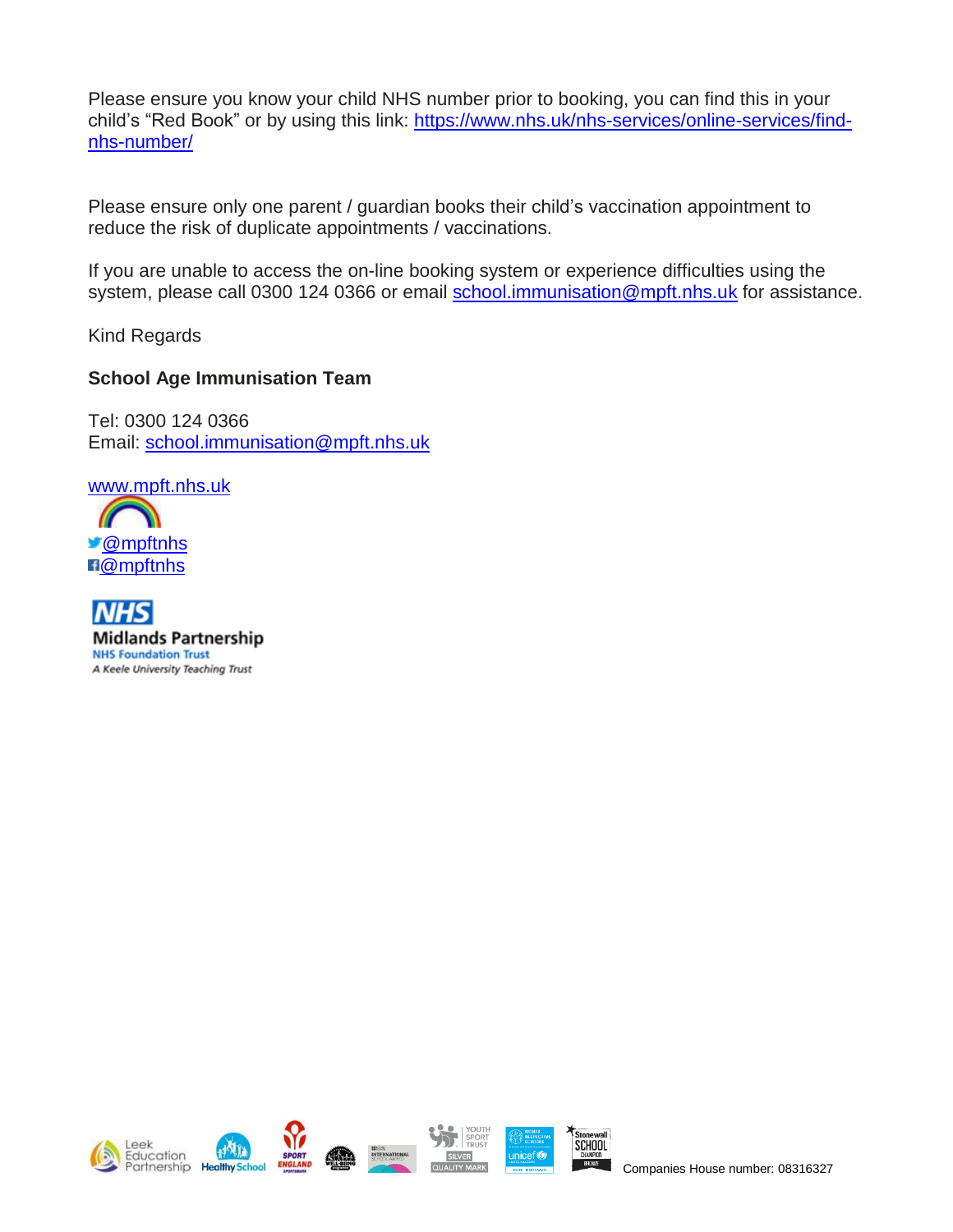Please ensure you know your child NHS number prior to booking, you can find this in your child's "Red Book" or by using this link: https://www.nhs.uk/nhs-services/online-services/find-nhs-number/

Please ensure only one parent / guardian books their child's vaccination appointment to reduce the risk of duplicate appointments / vaccinations.

If you are unable to access the on-line booking system or experience difficulties using the system, please call 0300 124 0366 or email school.immunisation@mpft.nhs.uk for assistance.

Kind Regards

**School Age Immunisation Team**

Tel: 0300 124 0366
Email: school.immunisation@mpft.nhs.uk

www.mpft.nhs.uk

@mpftnhs
@mpftnhs

NHS
Midlands Partnership
NHS Foundation Trust
*A Keele University Teaching Trust*

Companies House number: 08316327